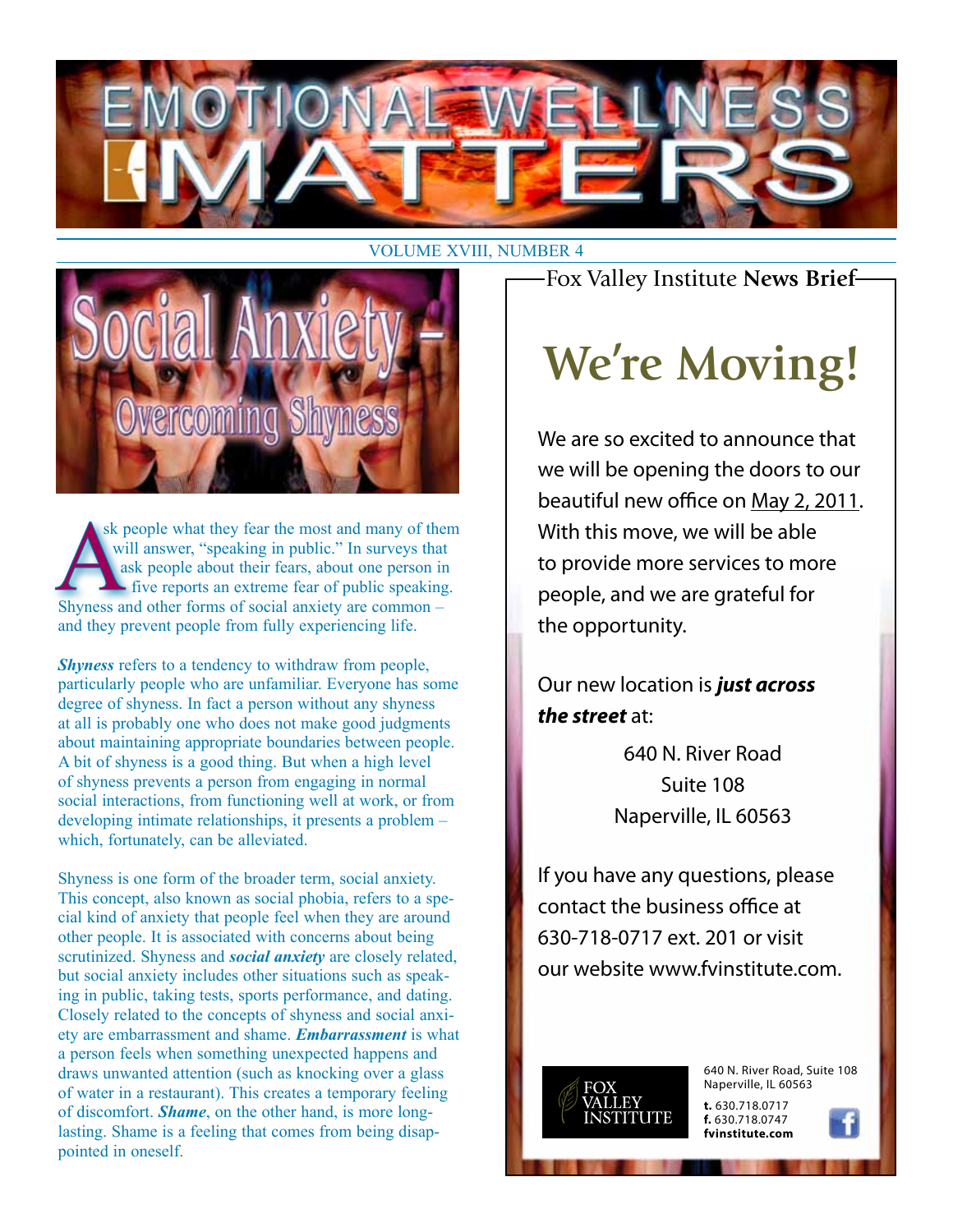# EMOTIONAL WELLNESS MATTERS

VOLUME XVIII, NUMBER 4

## Social Anxiety – Overcoming Shyness

Ask people what they fear the most and many of them will answer, "speaking in public." In surveys that ask people about their fears, about one person in five reports an extreme fear of public speaking. Shyness and other forms of social anxiety are common – and they prevent people from fully experiencing life.

***Shyness*** refers to a tendency to withdraw from people, particularly people who are unfamiliar. Everyone has some degree of shyness. In fact a person without any shyness at all is probably one who does not make good judgments about maintaining appropriate boundaries between people. A bit of shyness is a good thing. But when a high level of shyness prevents a person from engaging in normal social interactions, from functioning well at work, or from developing intimate relationships, it presents a problem – which, fortunately, can be alleviated.

Shyness is one form of the broader term, social anxiety. This concept, also known as social phobia, refers to a special kind of anxiety that people feel when they are around other people. It is associated with concerns about being scrutinized. Shyness and ***social anxiety*** are closely related, but social anxiety includes other situations such as speaking in public, taking tests, sports performance, and dating. Closely related to the concepts of shyness and social anxiety are embarrassment and shame. ***Embarrassment*** is what a person feels when something unexpected happens and draws unwanted attention (such as knocking over a glass of water in a restaurant). This creates a temporary feeling of discomfort. ***Shame***, on the other hand, is more long-lasting. Shame is a feeling that comes from being disappointed in oneself.

---

Fox Valley Institute **News Brief**

## We're Moving!

We are so excited to announce that we will be opening the doors to our beautiful new office on May 2, 2011. With this move, we will be able to provide more services to more people, and we are grateful for the opportunity.

Our new location is ***just across the street*** at:

640 N. River Road
Suite 108
Naperville, IL 60563

If you have any questions, please contact the business office at 630-718-0717 ext. 201 or visit our website www.fvinstitute.com.

FOX VALLEY INSTITUTE

640 N. River Road, Suite 108
Naperville, IL 60563

**t.** 630.718.0717
**f.** 630.718.0747
**fvinstitute.com**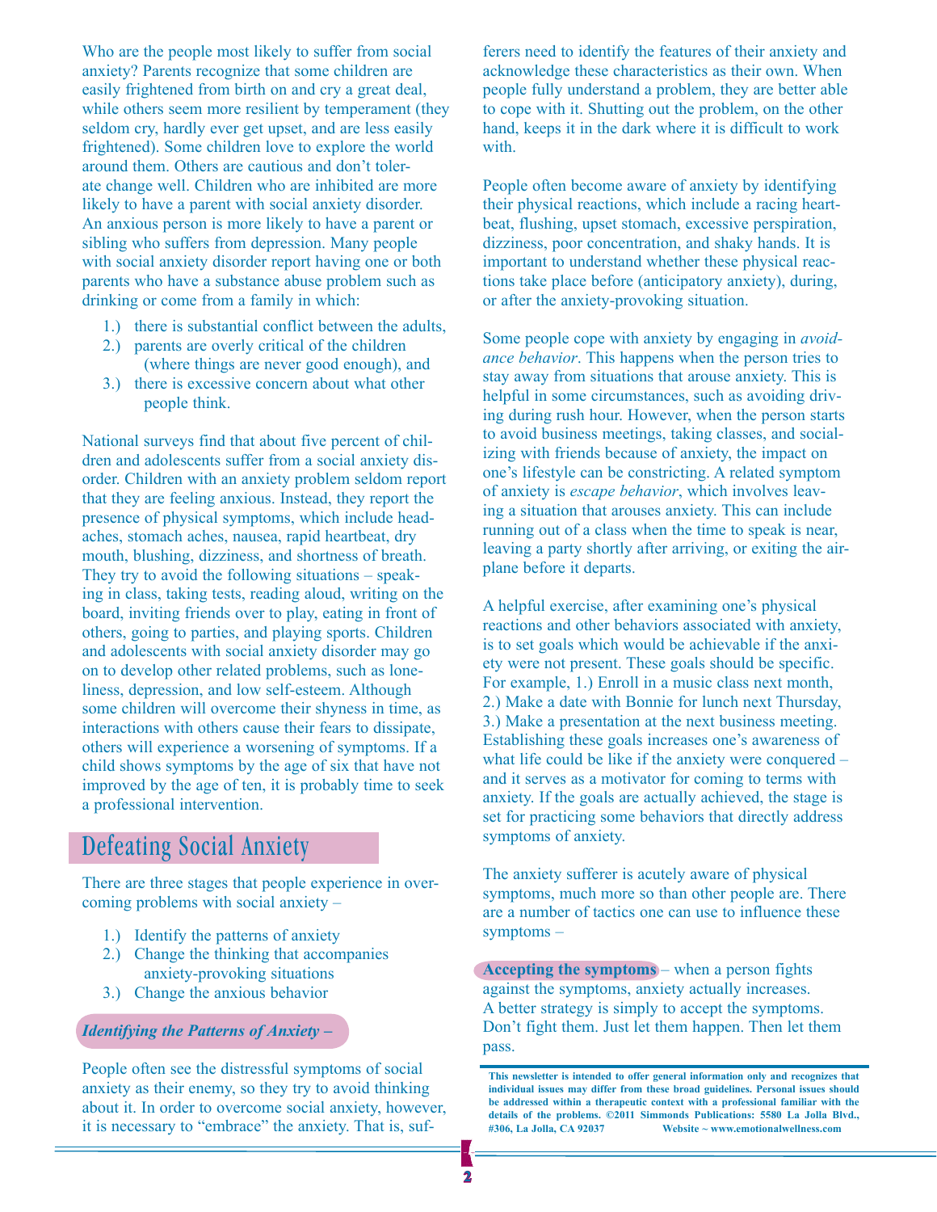Who are the people most likely to suffer from social anxiety? Parents recognize that some children are easily frightened from birth on and cry a great deal, while others seem more resilient by temperament (they seldom cry, hardly ever get upset, and are less easily frightened). Some children love to explore the world around them. Others are cautious and don't tolerate change well. Children who are inhibited are more likely to have a parent with social anxiety disorder. An anxious person is more likely to have a parent or sibling who suffers from depression. Many people with social anxiety disorder report having one or both parents who have a substance abuse problem such as drinking or come from a family in which:

1.) there is substantial conflict between the adults,
2.) parents are overly critical of the children (where things are never good enough), and
3.) there is excessive concern about what other people think.

National surveys find that about five percent of children and adolescents suffer from a social anxiety disorder. Children with an anxiety problem seldom report that they are feeling anxious. Instead, they report the presence of physical symptoms, which include headaches, stomach aches, nausea, rapid heartbeat, dry mouth, blushing, dizziness, and shortness of breath. They try to avoid the following situations – speaking in class, taking tests, reading aloud, writing on the board, inviting friends over to play, eating in front of others, going to parties, and playing sports. Children and adolescents with social anxiety disorder may go on to develop other related problems, such as loneliness, depression, and low self-esteem. Although some children will overcome their shyness in time, as interactions with others cause their fears to dissipate, others will experience a worsening of symptoms. If a child shows symptoms by the age of six that have not improved by the age of ten, it is probably time to seek a professional intervention.

## Defeating Social Anxiety

There are three stages that people experience in overcoming problems with social anxiety –

1.) Identify the patterns of anxiety
2.) Change the thinking that accompanies anxiety-provoking situations
3.) Change the anxious behavior

### *Identifying the Patterns of Anxiety –*

People often see the distressful symptoms of social anxiety as their enemy, so they try to avoid thinking about it. In order to overcome social anxiety, however, it is necessary to "embrace" the anxiety. That is, sufferers need to identify the features of their anxiety and acknowledge these characteristics as their own. When people fully understand a problem, they are better able to cope with it. Shutting out the problem, on the other hand, keeps it in the dark where it is difficult to work with.

People often become aware of anxiety by identifying their physical reactions, which include a racing heartbeat, flushing, upset stomach, excessive perspiration, dizziness, poor concentration, and shaky hands. It is important to understand whether these physical reactions take place before (anticipatory anxiety), during, or after the anxiety-provoking situation.

Some people cope with anxiety by engaging in *avoidance behavior*. This happens when the person tries to stay away from situations that arouse anxiety. This is helpful in some circumstances, such as avoiding driving during rush hour. However, when the person starts to avoid business meetings, taking classes, and socializing with friends because of anxiety, the impact on one's lifestyle can be constricting. A related symptom of anxiety is *escape behavior*, which involves leaving a situation that arouses anxiety. This can include running out of a class when the time to speak is near, leaving a party shortly after arriving, or exiting the airplane before it departs.

A helpful exercise, after examining one's physical reactions and other behaviors associated with anxiety, is to set goals which would be achievable if the anxiety were not present. These goals should be specific. For example, 1.) Enroll in a music class next month, 2.) Make a date with Bonnie for lunch next Thursday, 3.) Make a presentation at the next business meeting. Establishing these goals increases one's awareness of what life could be like if the anxiety were conquered – and it serves as a motivator for coming to terms with anxiety. If the goals are actually achieved, the stage is set for practicing some behaviors that directly address symptoms of anxiety.

The anxiety sufferer is acutely aware of physical symptoms, much more so than other people are. There are a number of tactics one can use to influence these symptoms –

**Accepting the symptoms** – when a person fights against the symptoms, anxiety actually increases. A better strategy is simply to accept the symptoms. Don't fight them. Just let them happen. Then let them pass.

**This newsletter is intended to offer general information only and recognizes that individual issues may differ from these broad guidelines. Personal issues should be addressed within a therapeutic context with a professional familiar with the details of the problems. ©2011 Simmonds Publications: 5580 La Jolla Blvd., #306, La Jolla, CA 92037 Website ~ www.emotionalwellness.com**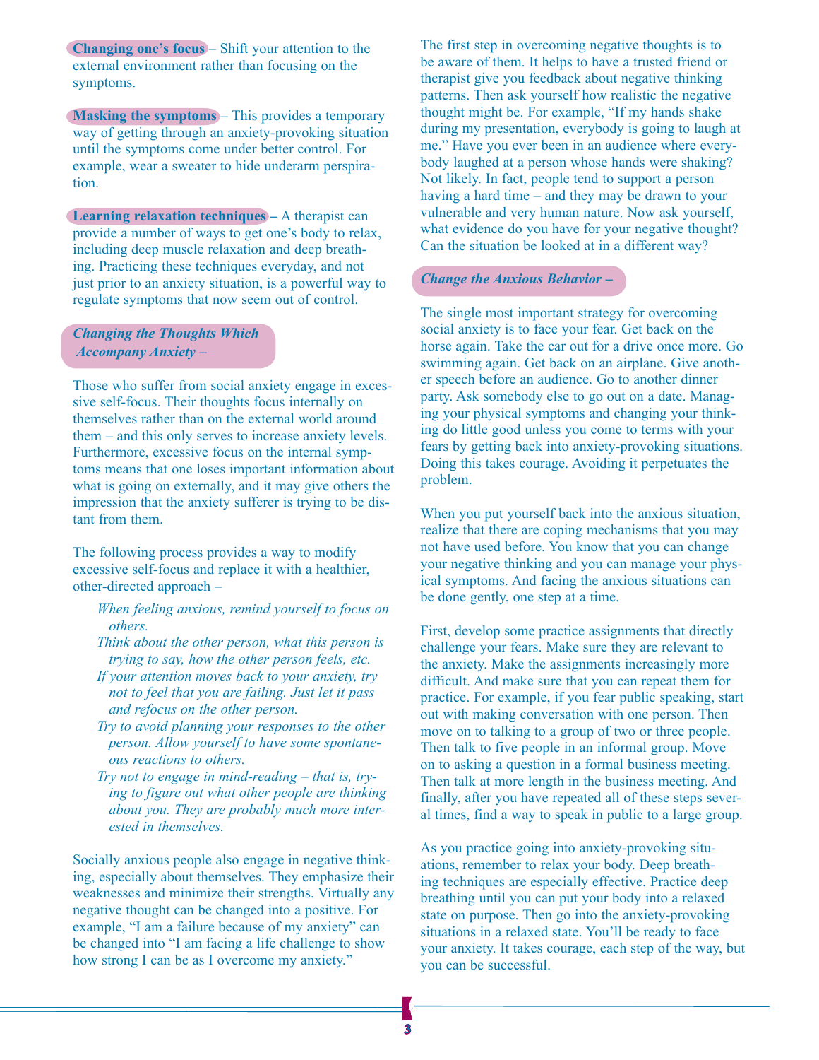**Changing one's focus** – Shift your attention to the external environment rather than focusing on the symptoms.

**Masking the symptoms** – This provides a temporary way of getting through an anxiety-provoking situation until the symptoms come under better control. For example, wear a sweater to hide underarm perspiration.

**Learning relaxation techniques** – A therapist can provide a number of ways to get one's body to relax, including deep muscle relaxation and deep breathing. Practicing these techniques everyday, and not just prior to an anxiety situation, is a powerful way to regulate symptoms that now seem out of control.

### *Changing the Thoughts Which Accompany Anxiety –*

Those who suffer from social anxiety engage in excessive self-focus. Their thoughts focus internally on themselves rather than on the external world around them – and this only serves to increase anxiety levels. Furthermore, excessive focus on the internal symptoms means that one loses important information about what is going on externally, and it may give others the impression that the anxiety sufferer is trying to be distant from them.

The following process provides a way to modify excessive self-focus and replace it with a healthier, other-directed approach –

- *When feeling anxious, remind yourself to focus on others.*
- *Think about the other person, what this person is trying to say, how the other person feels, etc.*
- *If your attention moves back to your anxiety, try not to feel that you are failing. Just let it pass and refocus on the other person.*
- *Try to avoid planning your responses to the other person. Allow yourself to have some spontaneous reactions to others.*
- *Try not to engage in mind-reading – that is, trying to figure out what other people are thinking about you. They are probably much more interested in themselves.*

Socially anxious people also engage in negative thinking, especially about themselves. They emphasize their weaknesses and minimize their strengths. Virtually any negative thought can be changed into a positive. For example, "I am a failure because of my anxiety" can be changed into "I am facing a life challenge to show how strong I can be as I overcome my anxiety."

The first step in overcoming negative thoughts is to be aware of them. It helps to have a trusted friend or therapist give you feedback about negative thinking patterns. Then ask yourself how realistic the negative thought might be. For example, "If my hands shake during my presentation, everybody is going to laugh at me." Have you ever been in an audience where everybody laughed at a person whose hands were shaking? Not likely. In fact, people tend to support a person having a hard time – and they may be drawn to your vulnerable and very human nature. Now ask yourself, what evidence do you have for your negative thought? Can the situation be looked at in a different way?

### *Change the Anxious Behavior –*

The single most important strategy for overcoming social anxiety is to face your fear. Get back on the horse again. Take the car out for a drive once more. Go swimming again. Get back on an airplane. Give another speech before an audience. Go to another dinner party. Ask somebody else to go out on a date. Managing your physical symptoms and changing your thinking do little good unless you come to terms with your fears by getting back into anxiety-provoking situations. Doing this takes courage. Avoiding it perpetuates the problem.

When you put yourself back into the anxious situation, realize that there are coping mechanisms that you may not have used before. You know that you can change your negative thinking and you can manage your physical symptoms. And facing the anxious situations can be done gently, one step at a time.

First, develop some practice assignments that directly challenge your fears. Make sure they are relevant to the anxiety. Make the assignments increasingly more difficult. And make sure that you can repeat them for practice. For example, if you fear public speaking, start out with making conversation with one person. Then move on to talking to a group of two or three people. Then talk to five people in an informal group. Move on to asking a question in a formal business meeting. Then talk at more length in the business meeting. And finally, after you have repeated all of these steps several times, find a way to speak in public to a large group.

As you practice going into anxiety-provoking situations, remember to relax your body. Deep breathing techniques are especially effective. Practice deep breathing until you can put your body into a relaxed state on purpose. Then go into the anxiety-provoking situations in a relaxed state. You'll be ready to face your anxiety. It takes courage, each step of the way, but you can be successful.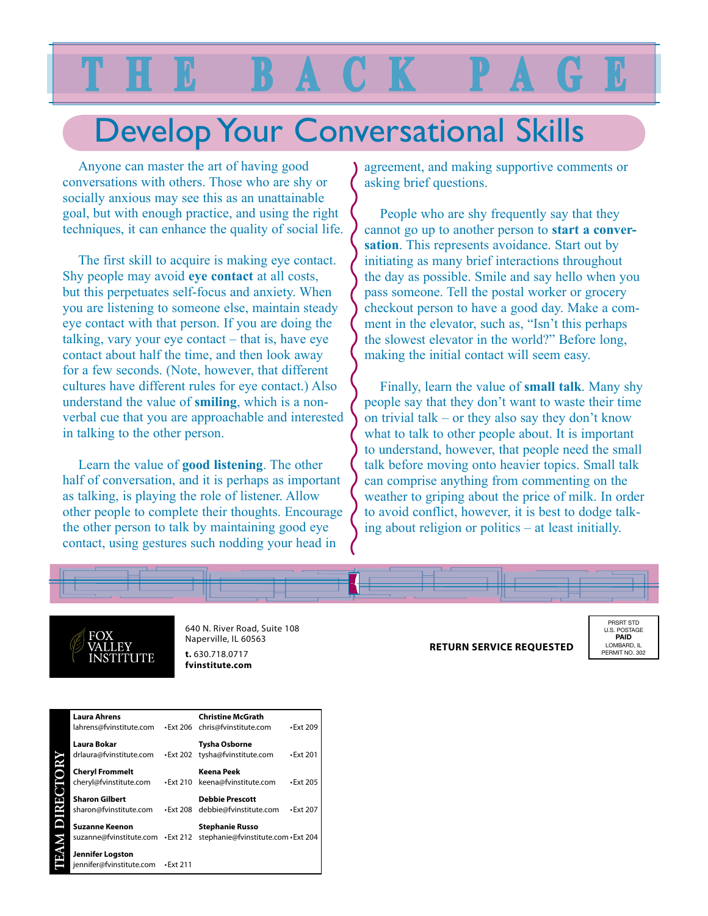# THE BACK PAGE

## Develop Your Conversational Skills

Anyone can master the art of having good conversations with others. Those who are shy or socially anxious may see this as an unattainable goal, but with enough practice, and using the right techniques, it can enhance the quality of social life.

The first skill to acquire is making eye contact. Shy people may avoid **eye contact** at all costs, but this perpetuates self-focus and anxiety. When you are listening to someone else, maintain steady eye contact with that person. If you are doing the talking, vary your eye contact – that is, have eye contact about half the time, and then look away for a few seconds. (Note, however, that different cultures have different rules for eye contact.) Also understand the value of **smiling**, which is a non-verbal cue that you are approachable and interested in talking to the other person.

Learn the value of **good listening**. The other half of conversation, and it is perhaps as important as talking, is playing the role of listener. Allow other people to complete their thoughts. Encourage the other person to talk by maintaining good eye contact, using gestures such nodding your head in agreement, and making supportive comments or asking brief questions.

People who are shy frequently say that they cannot go up to another person to **start a conversation**. This represents avoidance. Start out by initiating as many brief interactions throughout the day as possible. Smile and say hello when you pass someone. Tell the postal worker or grocery checkout person to have a good day. Make a comment in the elevator, such as, "Isn't this perhaps the slowest elevator in the world?" Before long, making the initial contact will seem easy.

Finally, learn the value of **small talk**. Many shy people say that they don't want to waste their time on trivial talk – or they also say they don't know what to talk to other people about. It is important to understand, however, that people need the small talk before moving onto heavier topics. Small talk can comprise anything from commenting on the weather to griping about the price of milk. In order to avoid conflict, however, it is best to dodge talking about religion or politics – at least initially.

FOX VALLEY INSTITUTE

640 N. River Road, Suite 108
Naperville, IL 60563
**t.** 630.718.0717
**fvinstitute.com**

**RETURN SERVICE REQUESTED**

PRSRT STD
U.S. POSTAGE
**PAID**
LOMBARD, IL
PERMIT NO. 302

**TEAM DIRECTORY**

| | | | |
|---|---|---|---|
| **Laura Ahrens** lahrens@fvinstitute.com | •Ext 206 | **Christine McGrath** chris@fvinstitute.com | •Ext 209 |
| **Laura Bokar** drlaura@fvinstitute.com | •Ext 202 | **Tysha Osborne** tysha@fvinstitute.com | •Ext 201 |
| **Cheryl Frommelt** cheryl@fvinstitute.com | •Ext 210 | **Keena Peek** keena@fvinstitute.com | •Ext 205 |
| **Sharon Gilbert** sharon@fvinstitute.com | •Ext 208 | **Debbie Prescott** debbie@fvinstitute.com | •Ext 207 |
| **Suzanne Keenon** suzanne@fvinstitute.com | •Ext 212 | **Stephanie Russo** stephanie@fvinstitute.com | •Ext 204 |
| **Jennifer Logston** jennifer@fvinstitute.com | •Ext 211 | | |